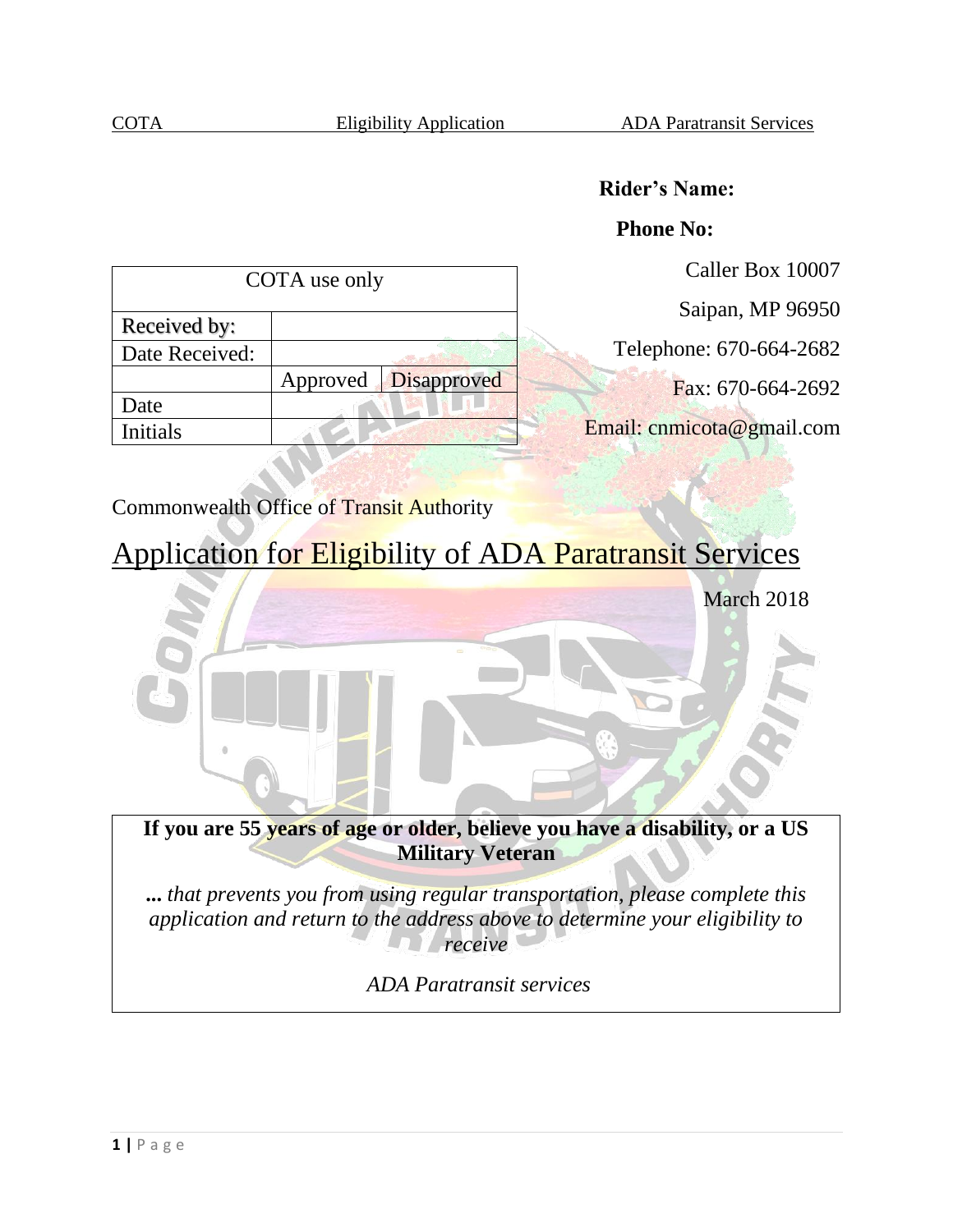**Rider's Name:**

**Phone No:**

Caller Box 10007

Saipan, MP 96950

Telephone: 670-664-2682

Fax: 670-664-2692

Email: cnmicota@gmail.com

| COTA use only | | |
|---|---|---|
| Received by: | | |
| Date Received: | | |
| | Approved | Disapproved |
| Date | | |
| Initials | | |

Commonwealth Office of Transit Authority

# Application for Eligibility of ADA Paratransit Services

March 2018

**If you are 55 years of age or older, believe you have a disability, or a US Military Veteran**

***...** that prevents you from using regular transportation, please complete this application and return to the address above to determine your eligibility to receive*

*ADA Paratransit services*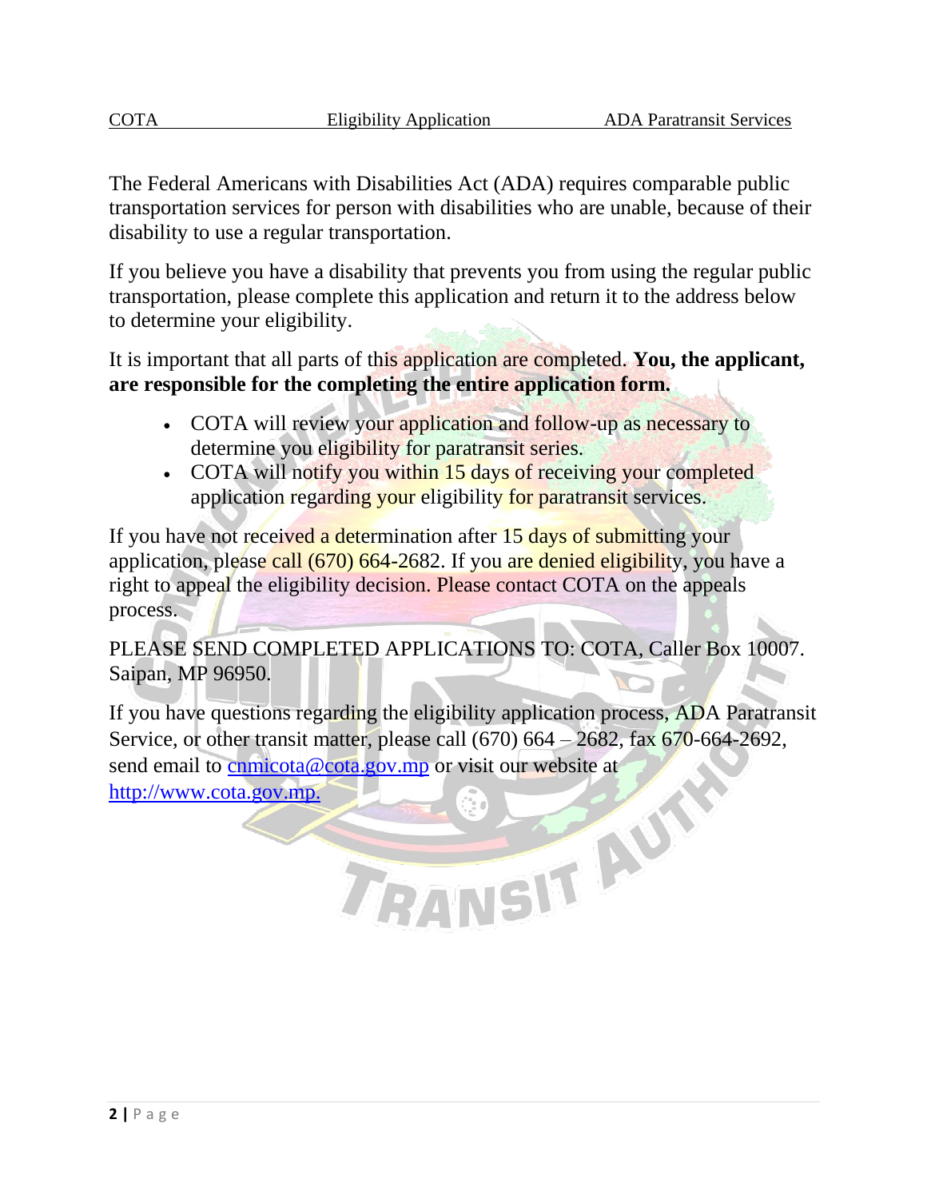The Federal Americans with Disabilities Act (ADA) requires comparable public transportation services for person with disabilities who are unable, because of their disability to use a regular transportation.

If you believe you have a disability that prevents you from using the regular public transportation, please complete this application and return it to the address below to determine your eligibility.

It is important that all parts of this application are completed. **You, the applicant, are responsible for the completing the entire application form.**

- COTA will review your application and follow-up as necessary to determine you eligibility for paratransit series.
- COTA will notify you within 15 days of receiving your completed application regarding your eligibility for paratransit services.

If you have not received a determination after 15 days of submitting your application, please call (670) 664-2682. If you are denied eligibility, you have a right to appeal the eligibility decision. Please contact COTA on the appeals process.

PLEASE SEND COMPLETED APPLICATIONS TO: COTA, Caller Box 10007. Saipan, MP 96950.

If you have questions regarding the eligibility application process, ADA Paratransit Service, or other transit matter, please call (670) 664 – 2682, fax 670-664-2692, send email to cnmicota@cota.gov.mp or visit our website at http://www.cota.gov.mp.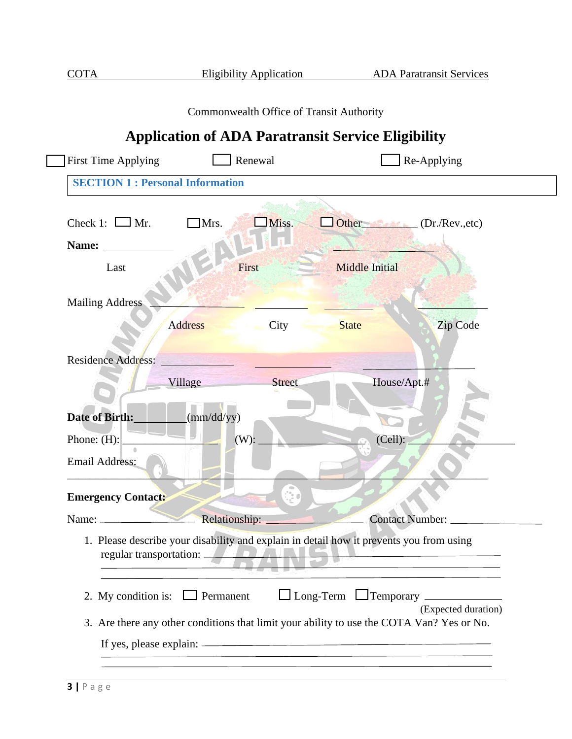Commonwealth Office of Transit Authority

# Application of ADA Paratransit Service Eligibility

☐ First Time Applying ☐ Renewal ☐ Re-Applying

## SECTION 1 : Personal Information

Check 1: ☐ Mr. ☐ Mrs. ☐ Miss. ☐ Other________ (Dr./Rev.,etc)

**Name:** ____________ ____________ ____________

Last First Middle Initial

Mailing Address ____________ ____________ ____________ ____________

Address City State Zip Code

Residence Address: ____________ ____________ ____________

Village Street House/Apt.#

**Date of Birth:**__________(mm/dd/yy)

Phone: (H): ____________ (W): ____________ (Cell): ____________

Email Address:

______________________________________________________________

**Emergency Contact:**

Name: ____________ Relationship: ____________ Contact Number: ____________

1. Please describe your disability and explain in detail how it prevents you from using regular transportation: ______________________________________________________________
______________________________________________________________
______________________________________________________________

2. My condition is: ☐ Permanent ☐ Long-Term ☐ Temporary ____________
(Expected duration)

3. Are there any other conditions that limit your ability to use the COTA Van? Yes or No.

   If yes, please explain: ______________________________________________________________
   ______________________________________________________________
   ______________________________________________________________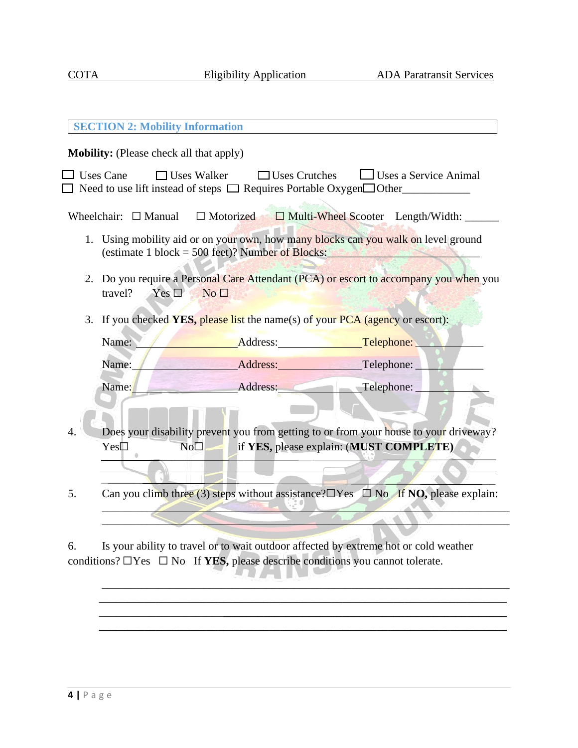## SECTION 2: Mobility Information

**Mobility:** (Please check all that apply)

☐ Uses Cane ☐ Uses Walker ☐ Uses Crutches ☐ Uses a Service Animal
☐ Need to use lift instead of steps ☐ Requires Portable Oxygen ☐ Other____________

Wheelchair: ☐ Manual ☐ Motorized ☐ Multi-Wheel Scooter Length/Width: ______

1. Using mobility aid or on your own, how many blocks can you walk on level ground (estimate 1 block = 500 feet)? Number of Blocks:____________________________

2. Do you require a Personal Care Attendant (PCA) or escort to accompany you when you travel? Yes ☐ No ☐

3. If you checked **YES,** please list the name(s) of your PCA (agency or escort):

   Name:___________________Address:_______________Telephone: ____________

   Name:___________________Address:_______________Telephone: ____________

   Name:___________________Address:_______________Telephone: ____________

4. Does your disability prevent you from getting to or from your house to your driveway? Yes☐ No☐ if **YES,** please explain: (**MUST COMPLETE)**
   ____________________________________________________________________________
   ____________________________________________________________________________
   ____________________________________________________________________________

5. Can you climb three (3) steps without assistance?☐Yes ☐ No If **NO,** please explain:
   ____________________________________________________________________________
   ____________________________________________________________________________

6. Is your ability to travel or to wait outdoor affected by extreme hot or cold weather conditions? ☐Yes ☐ No If **YES,** please describe conditions you cannot tolerate.
   ____________________________________________________________________________
   ____________________________________________________________________________
   ____________________________________________________________________________
   ____________________________________________________________________________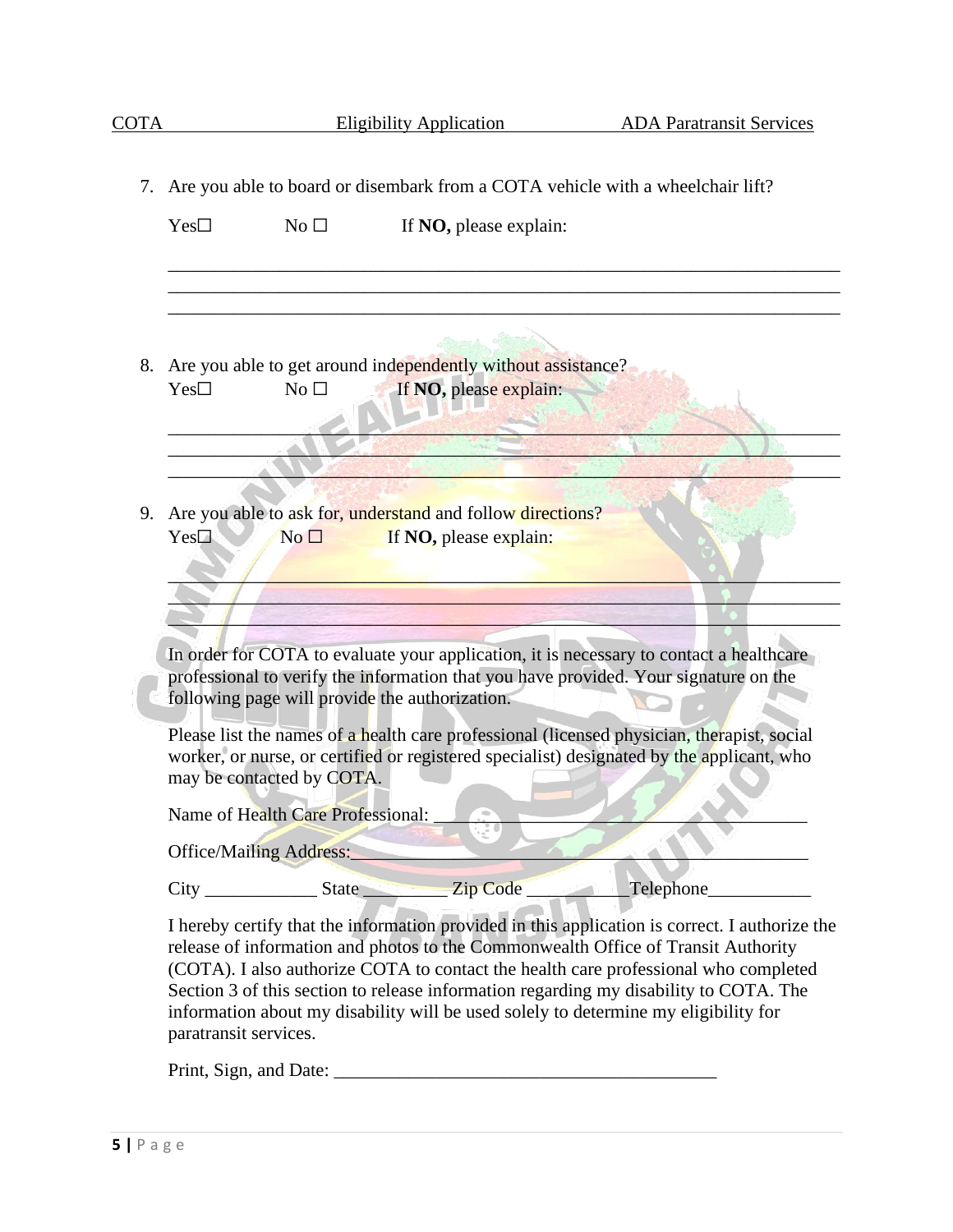7. Are you able to board or disembark from a COTA vehicle with a wheelchair lift?

   Yes☐ No ☐ If **NO,** please explain:

   ______________________________________________________________________
   ______________________________________________________________________
   ______________________________________________________________________

8. Are you able to get around independently without assistance?

   Yes☐ No ☐ If **NO,** please explain:

   ______________________________________________________________________
   ______________________________________________________________________
   ______________________________________________________________________

9. Are you able to ask for, understand and follow directions?

   Yes☐ No ☐ If **NO,** please explain:

   ______________________________________________________________________
   ______________________________________________________________________
   ______________________________________________________________________

In order for COTA to evaluate your application, it is necessary to contact a healthcare professional to verify the information that you have provided. Your signature on the following page will provide the authorization.

Please list the names of a health care professional (licensed physician, therapist, social worker, or nurse, or certified or registered specialist) designated by the applicant, who may be contacted by COTA.

Name of Health Care Professional: ________________________________________

Office/Mailing Address:_______________________________________________

City ____________ State _________ Zip Code ___________Telephone___________

I hereby certify that the information provided in this application is correct. I authorize the release of information and photos to the Commonwealth Office of Transit Authority (COTA). I also authorize COTA to contact the health care professional who completed Section 3 of this section to release information regarding my disability to COTA. The information about my disability will be used solely to determine my eligibility for paratransit services.

Print, Sign, and Date: __________________________________________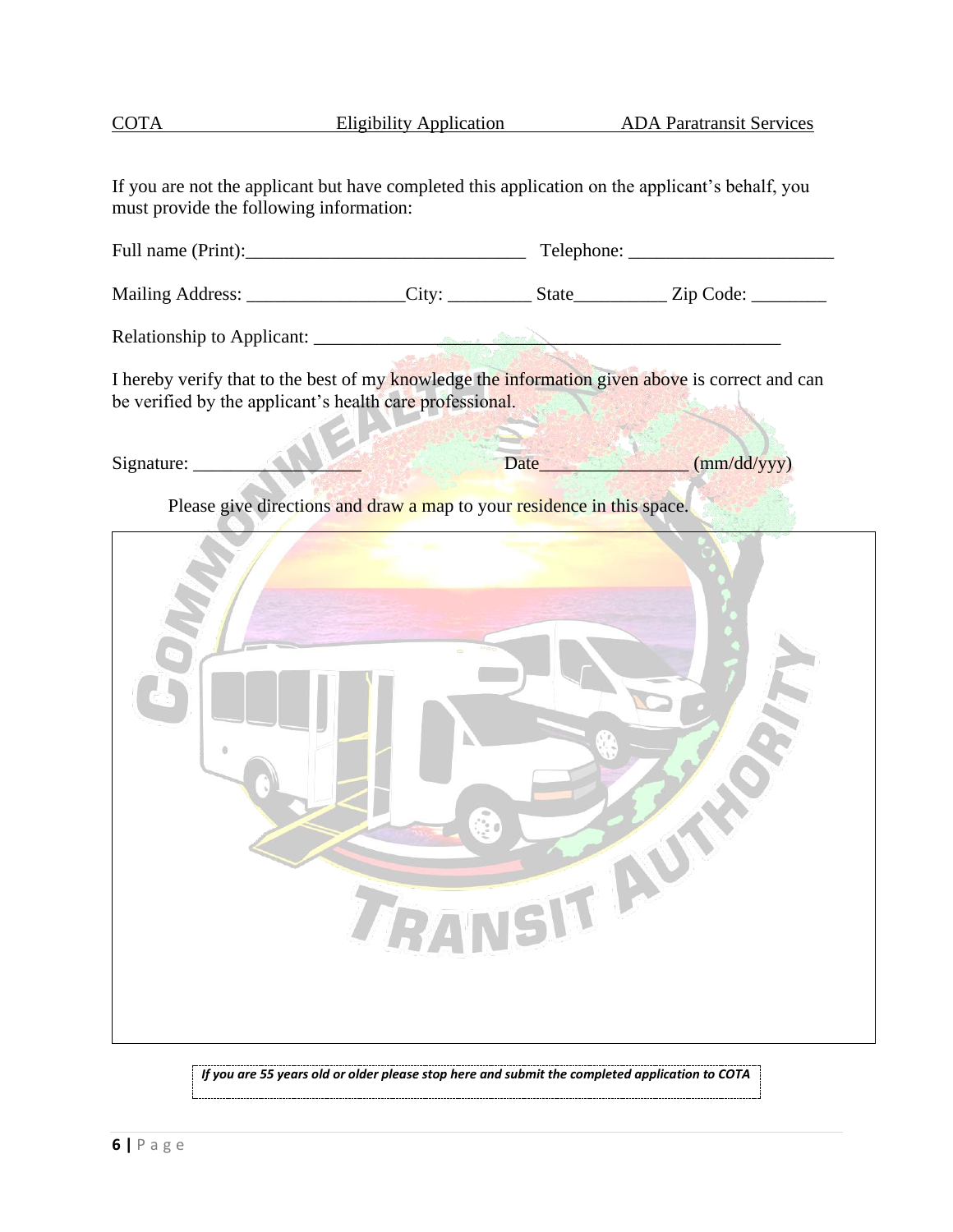If you are not the applicant but have completed this application on the applicant's behalf, you must provide the following information:

Full name (Print):______________________________ Telephone: _____________________

Mailing Address: ________________City: _________ State__________ Zip Code: ________

Relationship to Applicant: ____________________________________________________

I hereby verify that to the best of my knowledge the information given above is correct and can be verified by the applicant's health care professional.

Signature: ________________ Date________________ (mm/dd/yyy)

Please give directions and draw a map to your residence in this space.

| |
|---|
| |

*If you are 55 years old or older please stop here and submit the completed application to COTA*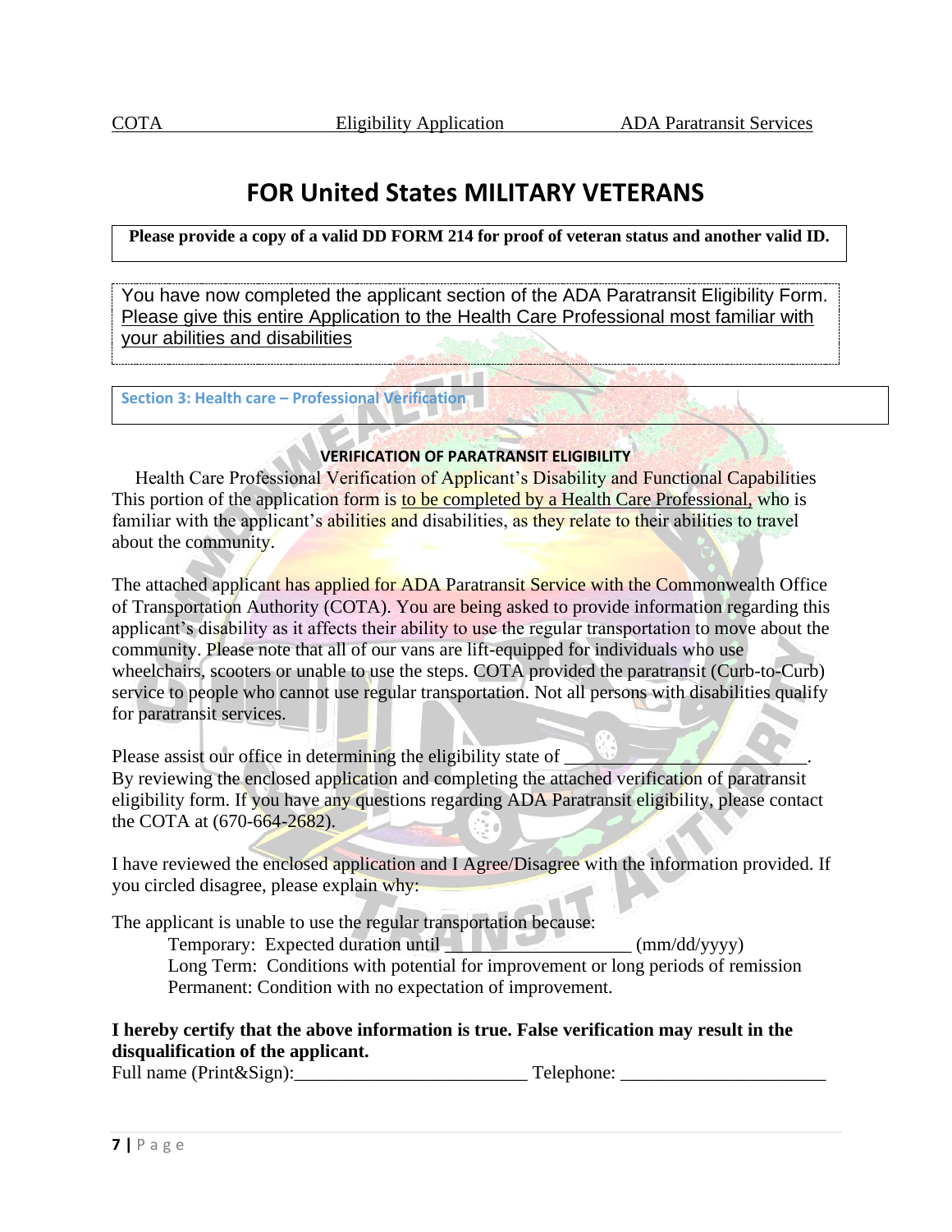# FOR United States MILITARY VETERANS

**Please provide a copy of a valid DD FORM 214 for proof of veteran status and another valid ID.**

You have now completed the applicant section of the ADA Paratransit Eligibility Form. Please give this entire Application to the Health Care Professional most familiar with your abilities and disabilities

**Section 3: Health care – Professional Verification**

**VERIFICATION OF PARATRANSIT ELIGIBILITY**

Health Care Professional Verification of Applicant's Disability and Functional Capabilities This portion of the application form is to be completed by a Health Care Professional, who is familiar with the applicant's abilities and disabilities, as they relate to their abilities to travel about the community.

The attached applicant has applied for ADA Paratransit Service with the Commonwealth Office of Transportation Authority (COTA). You are being asked to provide information regarding this applicant's disability as it affects their ability to use the regular transportation to move about the community. Please note that all of our vans are lift-equipped for individuals who use wheelchairs, scooters or unable to use the steps. COTA provided the paratransit (Curb-to-Curb) service to people who cannot use regular transportation. Not all persons with disabilities qualify for paratransit services.

Please assist our office in determining the eligibility state of ________________________. By reviewing the enclosed application and completing the attached verification of paratransit eligibility form. If you have any questions regarding ADA Paratransit eligibility, please contact the COTA at (670-664-2682).

I have reviewed the enclosed application and I Agree/Disagree with the information provided. If you circled disagree, please explain why:

The applicant is unable to use the regular transportation because:

Temporary: Expected duration until __________________ (mm/dd/yyyy)
Long Term: Conditions with potential for improvement or long periods of remission
Permanent: Condition with no expectation of improvement.

**I hereby certify that the above information is true. False verification may result in the disqualification of the applicant.**

Full name (Print&Sign):________________________ Telephone: _____________________